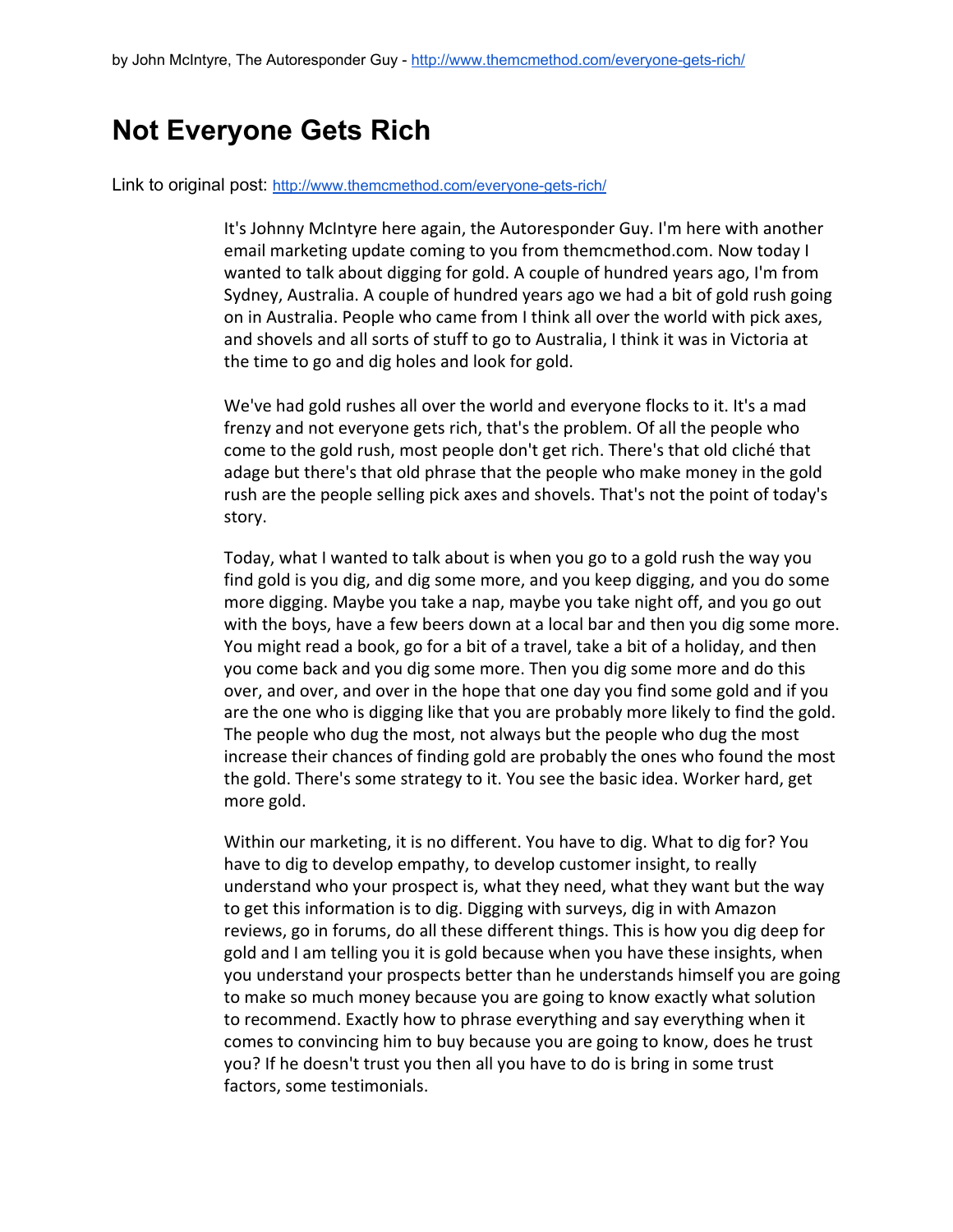by John McIntyre, The Autoresponder Guy - http://www.themcmethod.com/everyone-gets-rich/

# Not Everyone Gets Rich

Link to original post: http://www.themcmethod.com/everyone-gets-rich/

It's Johnny McIntyre here again, the Autoresponder Guy. I'm here with another email marketing update coming to you from themcmethod.com. Now today I wanted to talk about digging for gold. A couple of hundred years ago, I'm from Sydney, Australia. A couple of hundred years ago we had a bit of gold rush going on in Australia. People who came from I think all over the world with pick axes, and shovels and all sorts of stuff to go to Australia, I think it was in Victoria at the time to go and dig holes and look for gold.

We've had gold rushes all over the world and everyone flocks to it. It's a mad frenzy and not everyone gets rich, that's the problem. Of all the people who come to the gold rush, most people don't get rich. There's that old cliché that adage but there's that old phrase that the people who make money in the gold rush are the people selling pick axes and shovels. That's not the point of today's story.

Today, what I wanted to talk about is when you go to a gold rush the way you find gold is you dig, and dig some more, and you keep digging, and you do some more digging. Maybe you take a nap, maybe you take night off, and you go out with the boys, have a few beers down at a local bar and then you dig some more. You might read a book, go for a bit of a travel, take a bit of a holiday, and then you come back and you dig some more. Then you dig some more and do this over, and over, and over in the hope that one day you find some gold and if you are the one who is digging like that you are probably more likely to find the gold. The people who dug the most, not always but the people who dug the most increase their chances of finding gold are probably the ones who found the most the gold. There's some strategy to it. You see the basic idea. Worker hard, get more gold.

Within our marketing, it is no different. You have to dig. What to dig for? You have to dig to develop empathy, to develop customer insight, to really understand who your prospect is, what they need, what they want but the way to get this information is to dig. Digging with surveys, dig in with Amazon reviews, go in forums, do all these different things. This is how you dig deep for gold and I am telling you it is gold because when you have these insights, when you understand your prospects better than he understands himself you are going to make so much money because you are going to know exactly what solution to recommend. Exactly how to phrase everything and say everything when it comes to convincing him to buy because you are going to know, does he trust you? If he doesn't trust you then all you have to do is bring in some trust factors, some testimonials.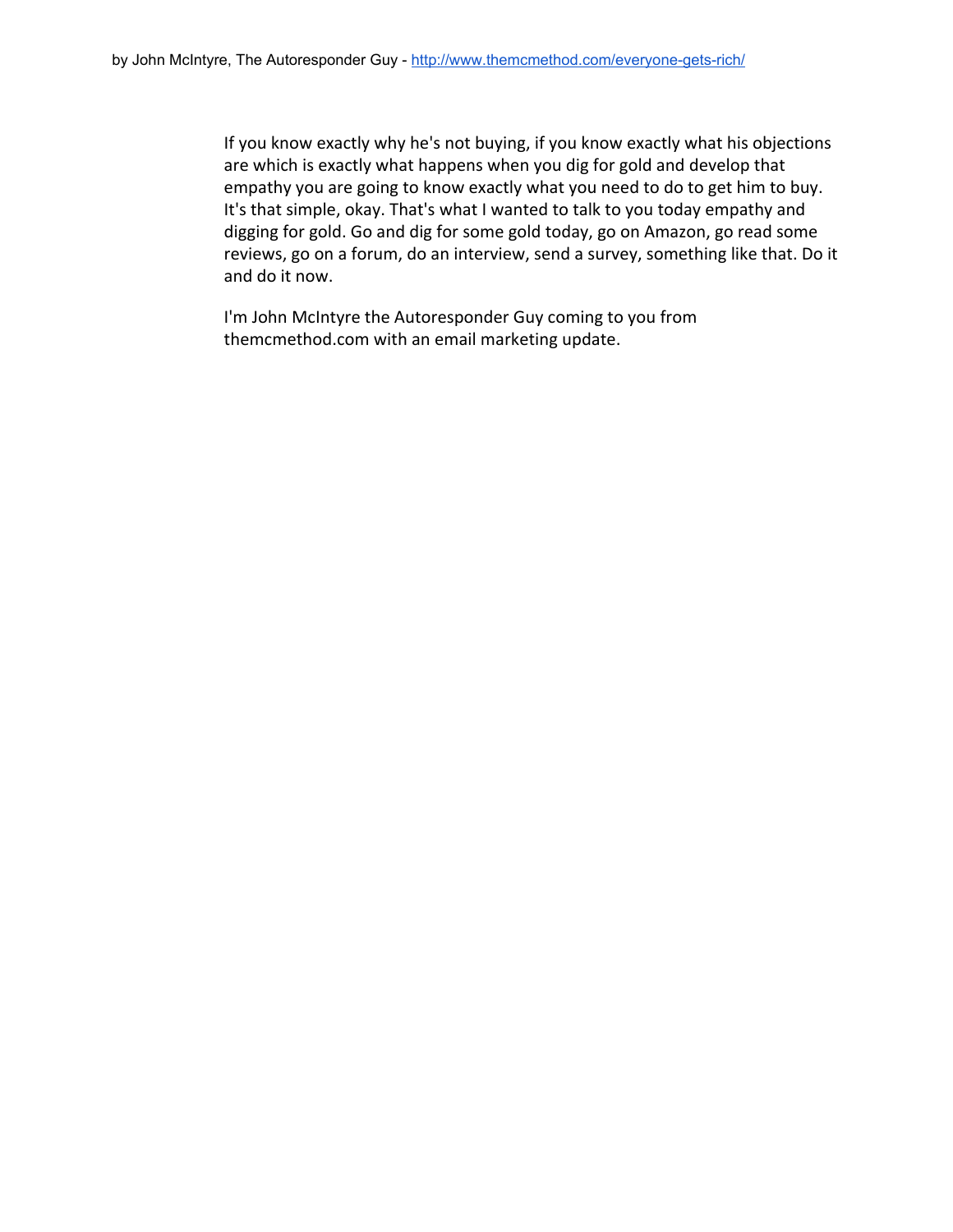If you know exactly why he's not buying, if you know exactly what his objections are which is exactly what happens when you dig for gold and develop that empathy you are going to know exactly what you need to do to get him to buy. It's that simple, okay. That's what I wanted to talk to you today empathy and digging for gold. Go and dig for some gold today, go on Amazon, go read some reviews, go on a forum, do an interview, send a survey, something like that. Do it and do it now.

I'm John McIntyre the Autoresponder Guy coming to you from themcmethod.com with an email marketing update.